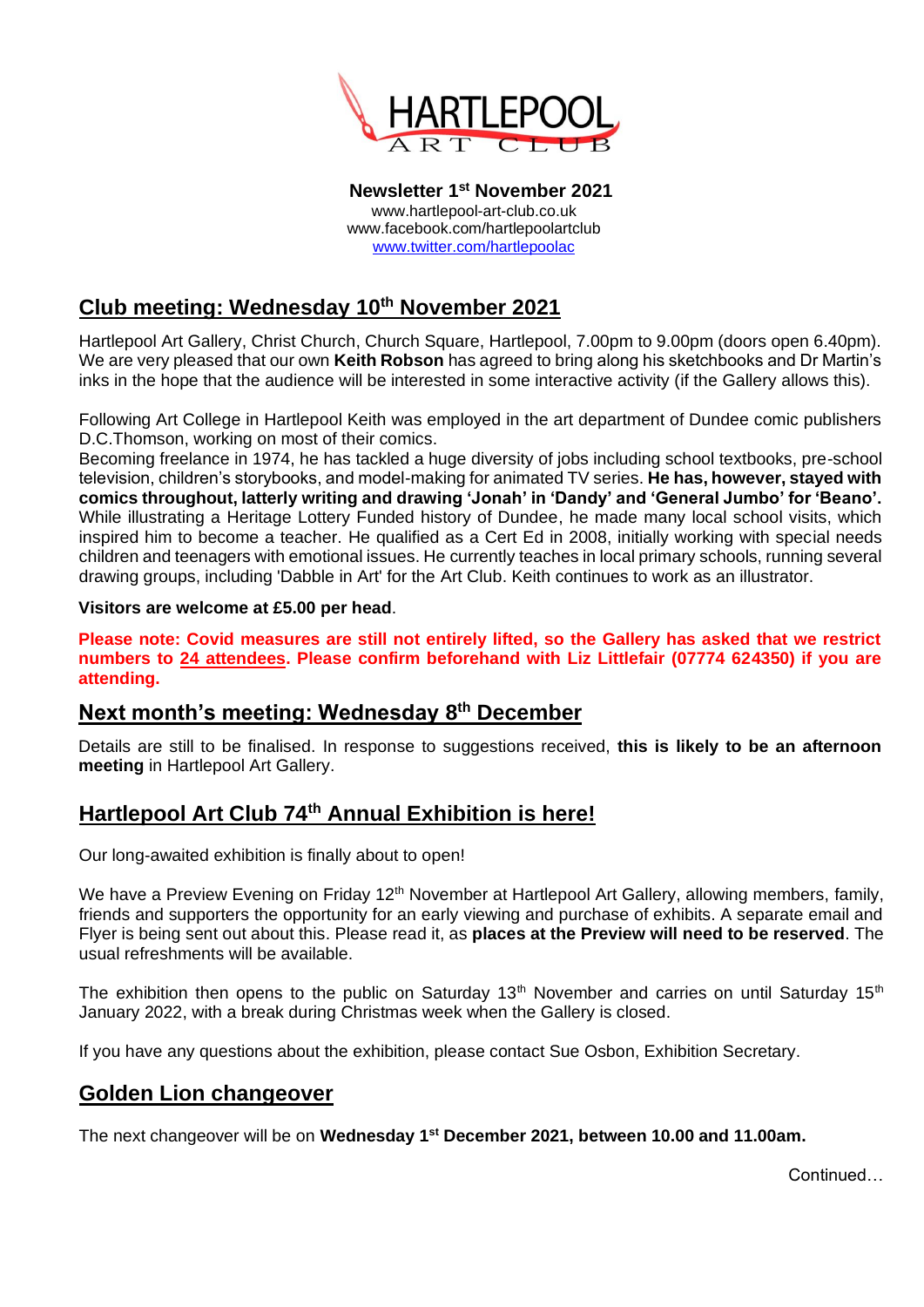HARTLEPOOL ART CLUB

**Newsletter 1st November 2021**
www.hartlepool-art-club.co.uk
www.facebook.com/hartlepoolartclub
www.twitter.com/hartlepoolac

## Club meeting: Wednesday 10th November 2021

Hartlepool Art Gallery, Christ Church, Church Square, Hartlepool, 7.00pm to 9.00pm (doors open 6.40pm). We are very pleased that our own **Keith Robson** has agreed to bring along his sketchbooks and Dr Martin's inks in the hope that the audience will be interested in some interactive activity (if the Gallery allows this).

Following Art College in Hartlepool Keith was employed in the art department of Dundee comic publishers D.C.Thomson, working on most of their comics.
Becoming freelance in 1974, he has tackled a huge diversity of jobs including school textbooks, pre-school television, children's storybooks, and model-making for animated TV series. **He has, however, stayed with comics throughout, latterly writing and drawing 'Jonah' in 'Dandy' and 'General Jumbo' for 'Beano'.** While illustrating a Heritage Lottery Funded history of Dundee, he made many local school visits, which inspired him to become a teacher. He qualified as a Cert Ed in 2008, initially working with special needs children and teenagers with emotional issues. He currently teaches in local primary schools, running several drawing groups, including 'Dabble in Art' for the Art Club. Keith continues to work as an illustrator.

**Visitors are welcome at £5.00 per head**.

**Please note: Covid measures are still not entirely lifted, so the Gallery has asked that we restrict numbers to 24 attendees. Please confirm beforehand with Liz Littlefair (07774 624350) if you are attending.**

## Next month's meeting: Wednesday 8th December

Details are still to be finalised. In response to suggestions received, **this is likely to be an afternoon meeting** in Hartlepool Art Gallery.

## Hartlepool Art Club 74th Annual Exhibition is here!

Our long-awaited exhibition is finally about to open!

We have a Preview Evening on Friday 12th November at Hartlepool Art Gallery, allowing members, family, friends and supporters the opportunity for an early viewing and purchase of exhibits. A separate email and Flyer is being sent out about this. Please read it, as **places at the Preview will need to be reserved**. The usual refreshments will be available.

The exhibition then opens to the public on Saturday 13th November and carries on until Saturday 15th January 2022, with a break during Christmas week when the Gallery is closed.

If you have any questions about the exhibition, please contact Sue Osbon, Exhibition Secretary.

## Golden Lion changeover

The next changeover will be on **Wednesday 1st December 2021, between 10.00 and 11.00am.**

Continued…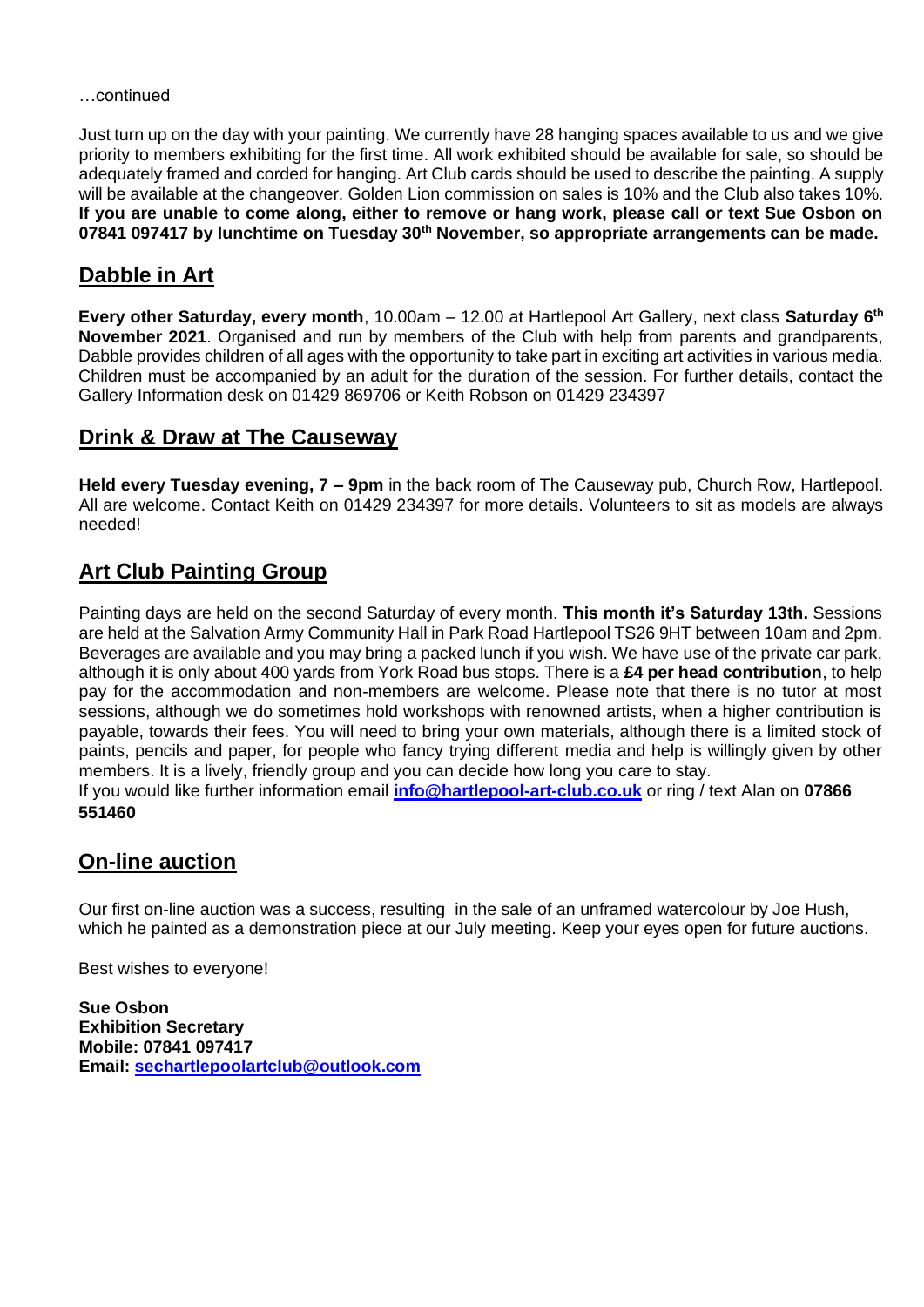…continued

Just turn up on the day with your painting. We currently have 28 hanging spaces available to us and we give priority to members exhibiting for the first time. All work exhibited should be available for sale, so should be adequately framed and corded for hanging. Art Club cards should be used to describe the painting. A supply will be available at the changeover. Golden Lion commission on sales is 10% and the Club also takes 10%. **If you are unable to come along, either to remove or hang work, please call or text Sue Osbon on 07841 097417 by lunchtime on Tuesday 30th November, so appropriate arrangements can be made.**

## Dabble in Art

**Every other Saturday, every month**, 10.00am – 12.00 at Hartlepool Art Gallery, next class **Saturday 6th November 2021**. Organised and run by members of the Club with help from parents and grandparents, Dabble provides children of all ages with the opportunity to take part in exciting art activities in various media. Children must be accompanied by an adult for the duration of the session. For further details, contact the Gallery Information desk on 01429 869706 or Keith Robson on 01429 234397

## Drink & Draw at The Causeway

**Held every Tuesday evening, 7 – 9pm** in the back room of The Causeway pub, Church Row, Hartlepool. All are welcome. Contact Keith on 01429 234397 for more details. Volunteers to sit as models are always needed!

## Art Club Painting Group

Painting days are held on the second Saturday of every month. **This month it's Saturday 13th.** Sessions are held at the Salvation Army Community Hall in Park Road Hartlepool TS26 9HT between 10am and 2pm. Beverages are available and you may bring a packed lunch if you wish. We have use of the private car park, although it is only about 400 yards from York Road bus stops. There is a **£4 per head contribution**, to help pay for the accommodation and non-members are welcome. Please note that there is no tutor at most sessions, although we do sometimes hold workshops with renowned artists, when a higher contribution is payable, towards their fees. You will need to bring your own materials, although there is a limited stock of paints, pencils and paper, for people who fancy trying different media and help is willingly given by other members. It is a lively, friendly group and you can decide how long you care to stay.
If you would like further information email **info@hartlepool-art-club.co.uk** or ring / text Alan on **07866 551460**

## On-line auction

Our first on-line auction was a success, resulting in the sale of an unframed watercolour by Joe Hush, which he painted as a demonstration piece at our July meeting. Keep your eyes open for future auctions.

Best wishes to everyone!

**Sue Osbon**
**Exhibition Secretary**
**Mobile: 07841 097417**
**Email: sechartlepoolartclub@outlook.com**